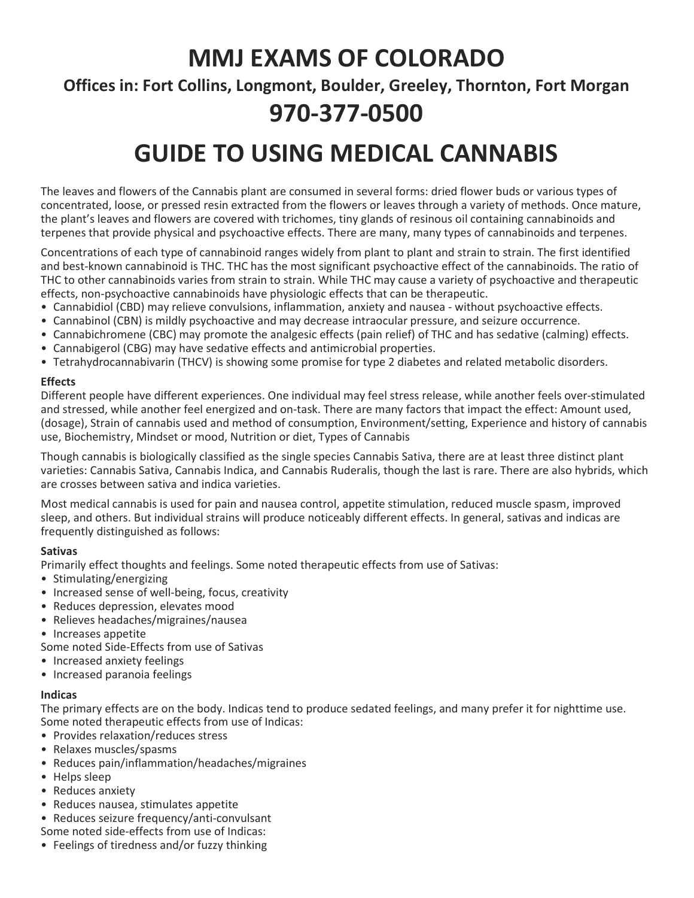# MMJ EXAMS OF COLORADO

## Offices in: Fort Collins, Longmont, Boulder, Greeley, Thornton, Fort Morgan

## 970-377-0500

# GUIDE TO USING MEDICAL CANNABIS

The leaves and flowers of the Cannabis plant are consumed in several forms: dried flower buds or various types of concentrated, loose, or pressed resin extracted from the flowers or leaves through a variety of methods. Once mature, the plant's leaves and flowers are covered with trichomes, tiny glands of resinous oil containing cannabinoids and terpenes that provide physical and psychoactive effects. There are many, many types of cannabinoids and terpenes.

Concentrations of each type of cannabinoid ranges widely from plant to plant and strain to strain. The first identified and best-known cannabinoid is THC. THC has the most significant psychoactive effect of the cannabinoids. The ratio of THC to other cannabinoids varies from strain to strain. While THC may cause a variety of psychoactive and therapeutic effects, non-psychoactive cannabinoids have physiologic effects that can be therapeutic.

- Cannabidiol (CBD) may relieve convulsions, inflammation, anxiety and nausea - without psychoactive effects.
- Cannabinol (CBN) is mildly psychoactive and may decrease intraocular pressure, and seizure occurrence.
- Cannabichromene (CBC) may promote the analgesic effects (pain relief) of THC and has sedative (calming) effects.
- Cannabigerol (CBG) may have sedative effects and antimicrobial properties.
- Tetrahydrocannabivarin (THCV) is showing some promise for type 2 diabetes and related metabolic disorders.

**Effects**

Different people have different experiences. One individual may feel stress release, while another feels over-stimulated and stressed, while another feel energized and on-task. There are many factors that impact the effect: Amount used, (dosage), Strain of cannabis used and method of consumption, Environment/setting, Experience and history of cannabis use, Biochemistry, Mindset or mood, Nutrition or diet, Types of Cannabis

Though cannabis is biologically classified as the single species Cannabis Sativa, there are at least three distinct plant varieties: Cannabis Sativa, Cannabis Indica, and Cannabis Ruderalis, though the last is rare. There are also hybrids, which are crosses between sativa and indica varieties.

Most medical cannabis is used for pain and nausea control, appetite stimulation, reduced muscle spasm, improved sleep, and others. But individual strains will produce noticeably different effects. In general, sativas and indicas are frequently distinguished as follows:

**Sativas**

Primarily effect thoughts and feelings. Some noted therapeutic effects from use of Sativas:

- Stimulating/energizing
- Increased sense of well-being, focus, creativity
- Reduces depression, elevates mood
- Relieves headaches/migraines/nausea
- Increases appetite

Some noted Side-Effects from use of Sativas

- Increased anxiety feelings
- Increased paranoia feelings

**Indicas**

The primary effects are on the body. Indicas tend to produce sedated feelings, and many prefer it for nighttime use. Some noted therapeutic effects from use of Indicas:

- Provides relaxation/reduces stress
- Relaxes muscles/spasms
- Reduces pain/inflammation/headaches/migraines
- Helps sleep
- Reduces anxiety
- Reduces nausea, stimulates appetite
- Reduces seizure frequency/anti-convulsant

Some noted side-effects from use of Indicas:

- Feelings of tiredness and/or fuzzy thinking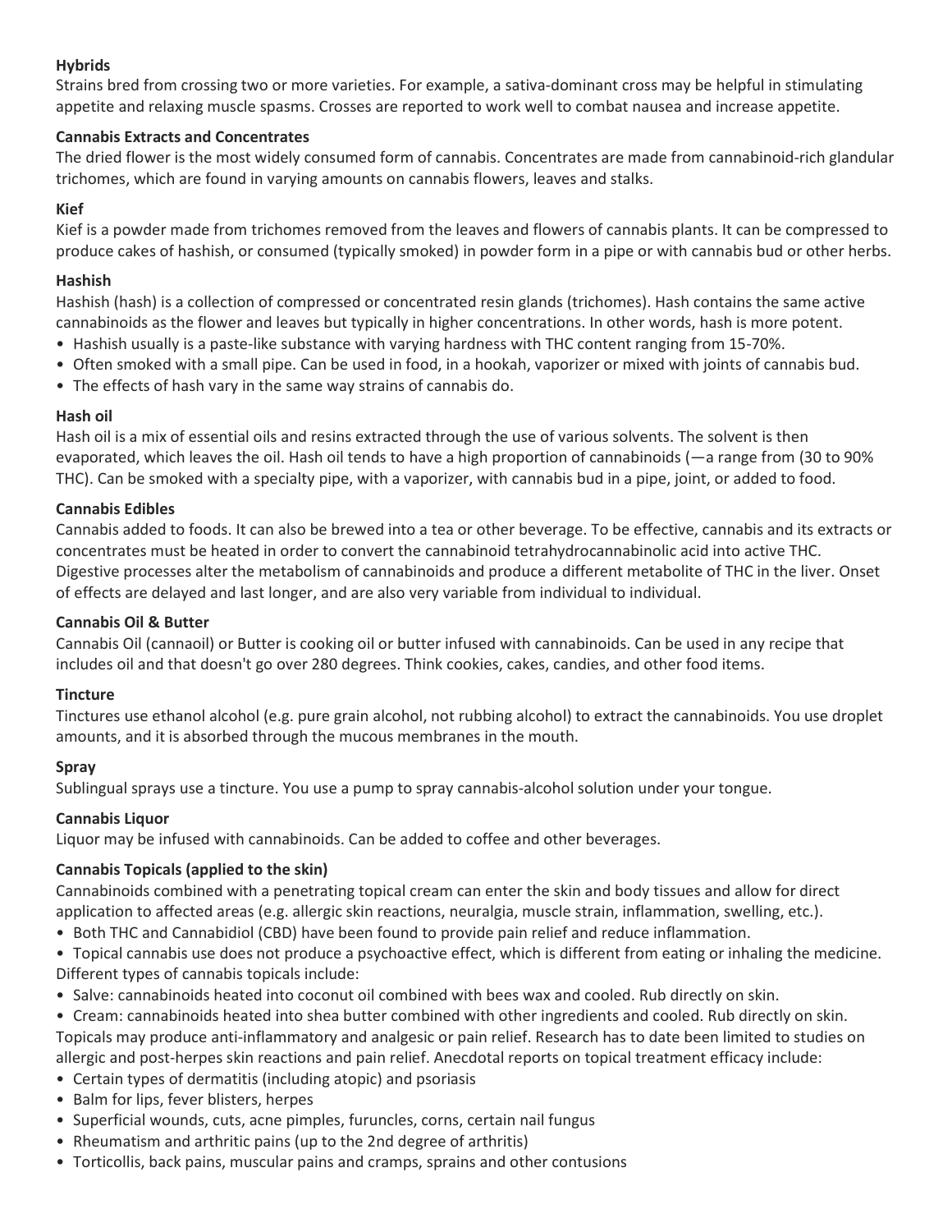**Hybrids**

Strains bred from crossing two or more varieties. For example, a sativa-dominant cross may be helpful in stimulating appetite and relaxing muscle spasms. Crosses are reported to work well to combat nausea and increase appetite.

**Cannabis Extracts and Concentrates**

The dried flower is the most widely consumed form of cannabis. Concentrates are made from cannabinoid-rich glandular trichomes, which are found in varying amounts on cannabis flowers, leaves and stalks.

**Kief**

Kief is a powder made from trichomes removed from the leaves and flowers of cannabis plants. It can be compressed to produce cakes of hashish, or consumed (typically smoked) in powder form in a pipe or with cannabis bud or other herbs.

**Hashish**

Hashish (hash) is a collection of compressed or concentrated resin glands (trichomes). Hash contains the same active cannabinoids as the flower and leaves but typically in higher concentrations. In other words, hash is more potent.

- Hashish usually is a paste-like substance with varying hardness with THC content ranging from 15-70%.
- Often smoked with a small pipe. Can be used in food, in a hookah, vaporizer or mixed with joints of cannabis bud.
- The effects of hash vary in the same way strains of cannabis do.

**Hash oil**

Hash oil is a mix of essential oils and resins extracted through the use of various solvents. The solvent is then evaporated, which leaves the oil. Hash oil tends to have a high proportion of cannabinoids (—a range from (30 to 90% THC). Can be smoked with a specialty pipe, with a vaporizer, with cannabis bud in a pipe, joint, or added to food.

**Cannabis Edibles**

Cannabis added to foods. It can also be brewed into a tea or other beverage. To be effective, cannabis and its extracts or concentrates must be heated in order to convert the cannabinoid tetrahydrocannabinolic acid into active THC. Digestive processes alter the metabolism of cannabinoids and produce a different metabolite of THC in the liver. Onset of effects are delayed and last longer, and are also very variable from individual to individual.

**Cannabis Oil & Butter**

Cannabis Oil (cannaoil) or Butter is cooking oil or butter infused with cannabinoids. Can be used in any recipe that includes oil and that doesn't go over 280 degrees. Think cookies, cakes, candies, and other food items.

**Tincture**

Tinctures use ethanol alcohol (e.g. pure grain alcohol, not rubbing alcohol) to extract the cannabinoids. You use droplet amounts, and it is absorbed through the mucous membranes in the mouth.

**Spray**

Sublingual sprays use a tincture. You use a pump to spray cannabis-alcohol solution under your tongue.

**Cannabis Liquor**

Liquor may be infused with cannabinoids. Can be added to coffee and other beverages.

**Cannabis Topicals (applied to the skin)**

Cannabinoids combined with a penetrating topical cream can enter the skin and body tissues and allow for direct application to affected areas (e.g. allergic skin reactions, neuralgia, muscle strain, inflammation, swelling, etc.).

- Both THC and Cannabidiol (CBD) have been found to provide pain relief and reduce inflammation.
- Topical cannabis use does not produce a psychoactive effect, which is different from eating or inhaling the medicine.

Different types of cannabis topicals include:

- Salve: cannabinoids heated into coconut oil combined with bees wax and cooled. Rub directly on skin.
- Cream: cannabinoids heated into shea butter combined with other ingredients and cooled. Rub directly on skin.

Topicals may produce anti-inflammatory and analgesic or pain relief. Research has to date been limited to studies on allergic and post-herpes skin reactions and pain relief. Anecdotal reports on topical treatment efficacy include:

- Certain types of dermatitis (including atopic) and psoriasis
- Balm for lips, fever blisters, herpes
- Superficial wounds, cuts, acne pimples, furuncles, corns, certain nail fungus
- Rheumatism and arthritic pains (up to the 2nd degree of arthritis)
- Torticollis, back pains, muscular pains and cramps, sprains and other contusions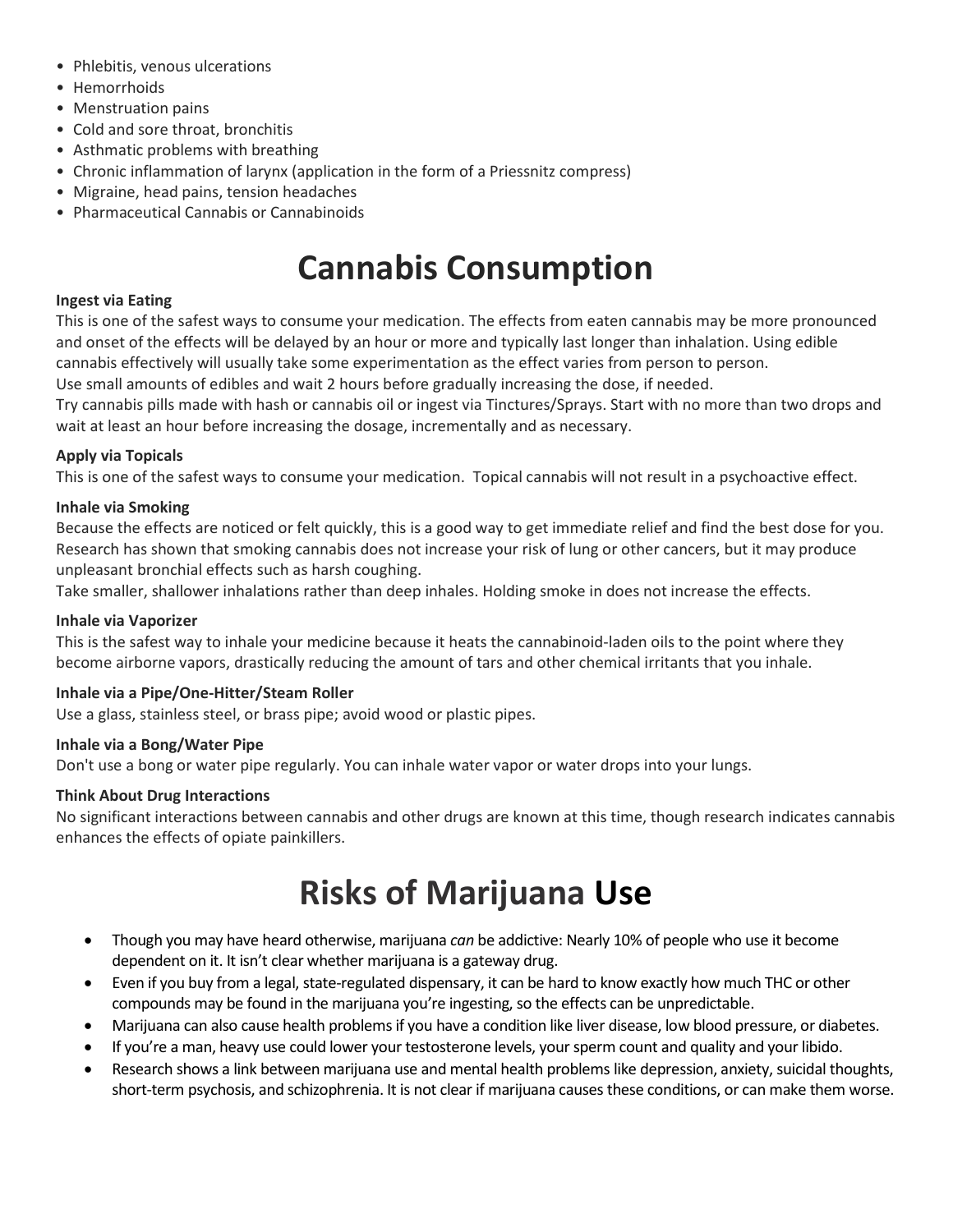- Phlebitis, venous ulcerations
- Hemorrhoids
- Menstruation pains
- Cold and sore throat, bronchitis
- Asthmatic problems with breathing
- Chronic inflammation of larynx (application in the form of a Priessnitz compress)
- Migraine, head pains, tension headaches
- Pharmaceutical Cannabis or Cannabinoids

# Cannabis Consumption

**Ingest via Eating**

This is one of the safest ways to consume your medication. The effects from eaten cannabis may be more pronounced and onset of the effects will be delayed by an hour or more and typically last longer than inhalation. Using edible cannabis effectively will usually take some experimentation as the effect varies from person to person.

Use small amounts of edibles and wait 2 hours before gradually increasing the dose, if needed.

Try cannabis pills made with hash or cannabis oil or ingest via Tinctures/Sprays. Start with no more than two drops and wait at least an hour before increasing the dosage, incrementally and as necessary.

**Apply via Topicals**

This is one of the safest ways to consume your medication. Topical cannabis will not result in a psychoactive effect.

**Inhale via Smoking**

Because the effects are noticed or felt quickly, this is a good way to get immediate relief and find the best dose for you. Research has shown that smoking cannabis does not increase your risk of lung or other cancers, but it may produce unpleasant bronchial effects such as harsh coughing.

Take smaller, shallower inhalations rather than deep inhales. Holding smoke in does not increase the effects.

**Inhale via Vaporizer**

This is the safest way to inhale your medicine because it heats the cannabinoid-laden oils to the point where they become airborne vapors, drastically reducing the amount of tars and other chemical irritants that you inhale.

**Inhale via a Pipe/One-Hitter/Steam Roller**

Use a glass, stainless steel, or brass pipe; avoid wood or plastic pipes.

**Inhale via a Bong/Water Pipe**

Don't use a bong or water pipe regularly. You can inhale water vapor or water drops into your lungs.

**Think About Drug Interactions**

No significant interactions between cannabis and other drugs are known at this time, though research indicates cannabis enhances the effects of opiate painkillers.

# Risks of Marijuana Use

- Though you may have heard otherwise, marijuana *can* be addictive: Nearly 10% of people who use it become dependent on it. It isn't clear whether marijuana is a gateway drug.
- Even if you buy from a legal, state-regulated dispensary, it can be hard to know exactly how much THC or other compounds may be found in the marijuana you're ingesting, so the effects can be unpredictable.
- Marijuana can also cause health problems if you have a condition like liver disease, low blood pressure, or diabetes.
- If you're a man, heavy use could lower your testosterone levels, your sperm count and quality and your libido.
- Research shows a link between marijuana use and mental health problems like depression, anxiety, suicidal thoughts, short-term psychosis, and schizophrenia. It is not clear if marijuana causes these conditions, or can make them worse.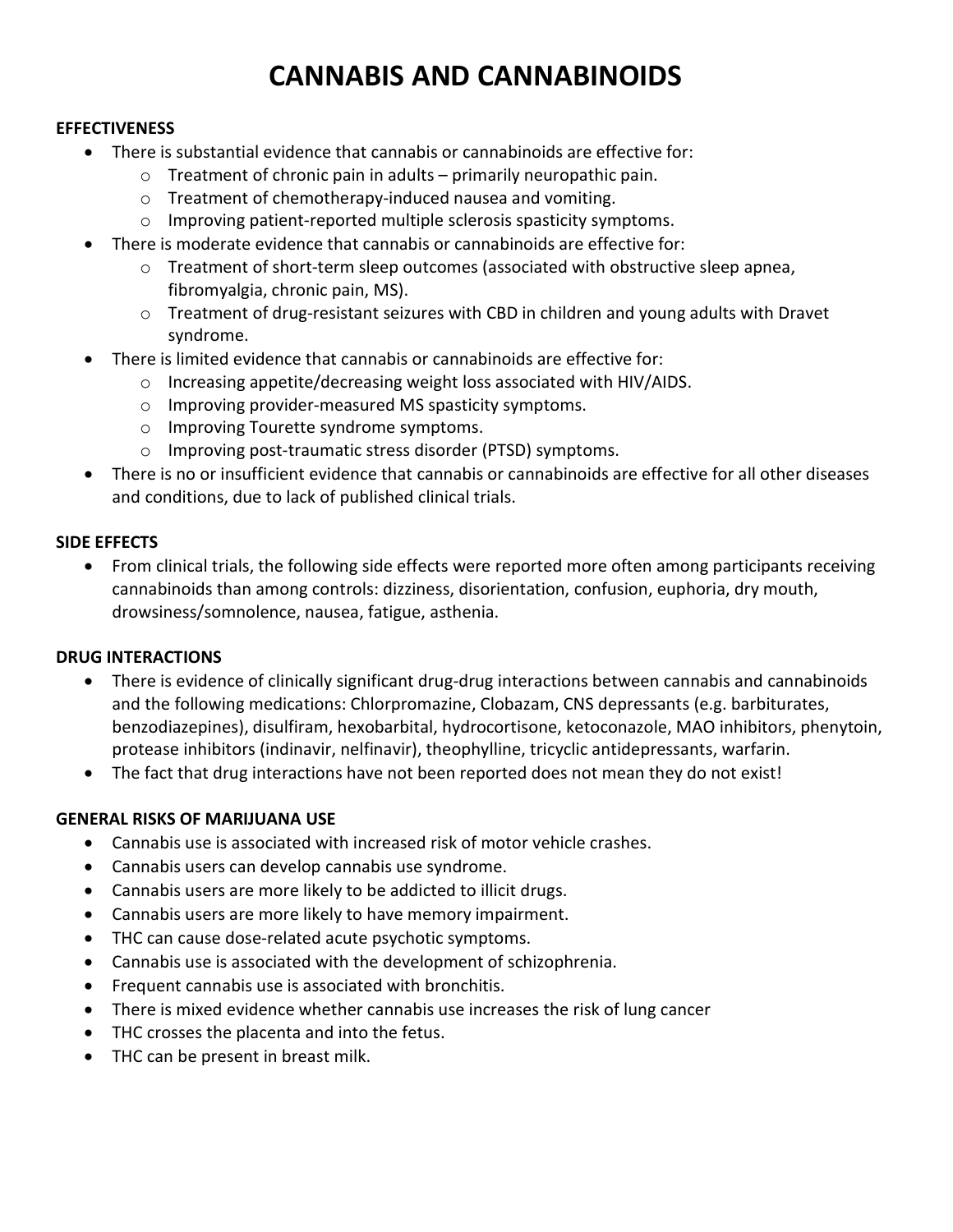# CANNABIS AND CANNABINOIDS

**EFFECTIVENESS**

- There is substantial evidence that cannabis or cannabinoids are effective for:
  - Treatment of chronic pain in adults – primarily neuropathic pain.
  - Treatment of chemotherapy-induced nausea and vomiting.
  - Improving patient-reported multiple sclerosis spasticity symptoms.
- There is moderate evidence that cannabis or cannabinoids are effective for:
  - Treatment of short-term sleep outcomes (associated with obstructive sleep apnea, fibromyalgia, chronic pain, MS).
  - Treatment of drug-resistant seizures with CBD in children and young adults with Dravet syndrome.
- There is limited evidence that cannabis or cannabinoids are effective for:
  - Increasing appetite/decreasing weight loss associated with HIV/AIDS.
  - Improving provider-measured MS spasticity symptoms.
  - Improving Tourette syndrome symptoms.
  - Improving post-traumatic stress disorder (PTSD) symptoms.
- There is no or insufficient evidence that cannabis or cannabinoids are effective for all other diseases and conditions, due to lack of published clinical trials.

**SIDE EFFECTS**

- From clinical trials, the following side effects were reported more often among participants receiving cannabinoids than among controls: dizziness, disorientation, confusion, euphoria, dry mouth, drowsiness/somnolence, nausea, fatigue, asthenia.

**DRUG INTERACTIONS**

- There is evidence of clinically significant drug-drug interactions between cannabis and cannabinoids and the following medications: Chlorpromazine, Clobazam, CNS depressants (e.g. barbiturates, benzodiazepines), disulfiram, hexobarbital, hydrocortisone, ketoconazole, MAO inhibitors, phenytoin, protease inhibitors (indinavir, nelfinavir), theophylline, tricyclic antidepressants, warfarin.
- The fact that drug interactions have not been reported does not mean they do not exist!

**GENERAL RISKS OF MARIJUANA USE**

- Cannabis use is associated with increased risk of motor vehicle crashes.
- Cannabis users can develop cannabis use syndrome.
- Cannabis users are more likely to be addicted to illicit drugs.
- Cannabis users are more likely to have memory impairment.
- THC can cause dose-related acute psychotic symptoms.
- Cannabis use is associated with the development of schizophrenia.
- Frequent cannabis use is associated with bronchitis.
- There is mixed evidence whether cannabis use increases the risk of lung cancer
- THC crosses the placenta and into the fetus.
- THC can be present in breast milk.